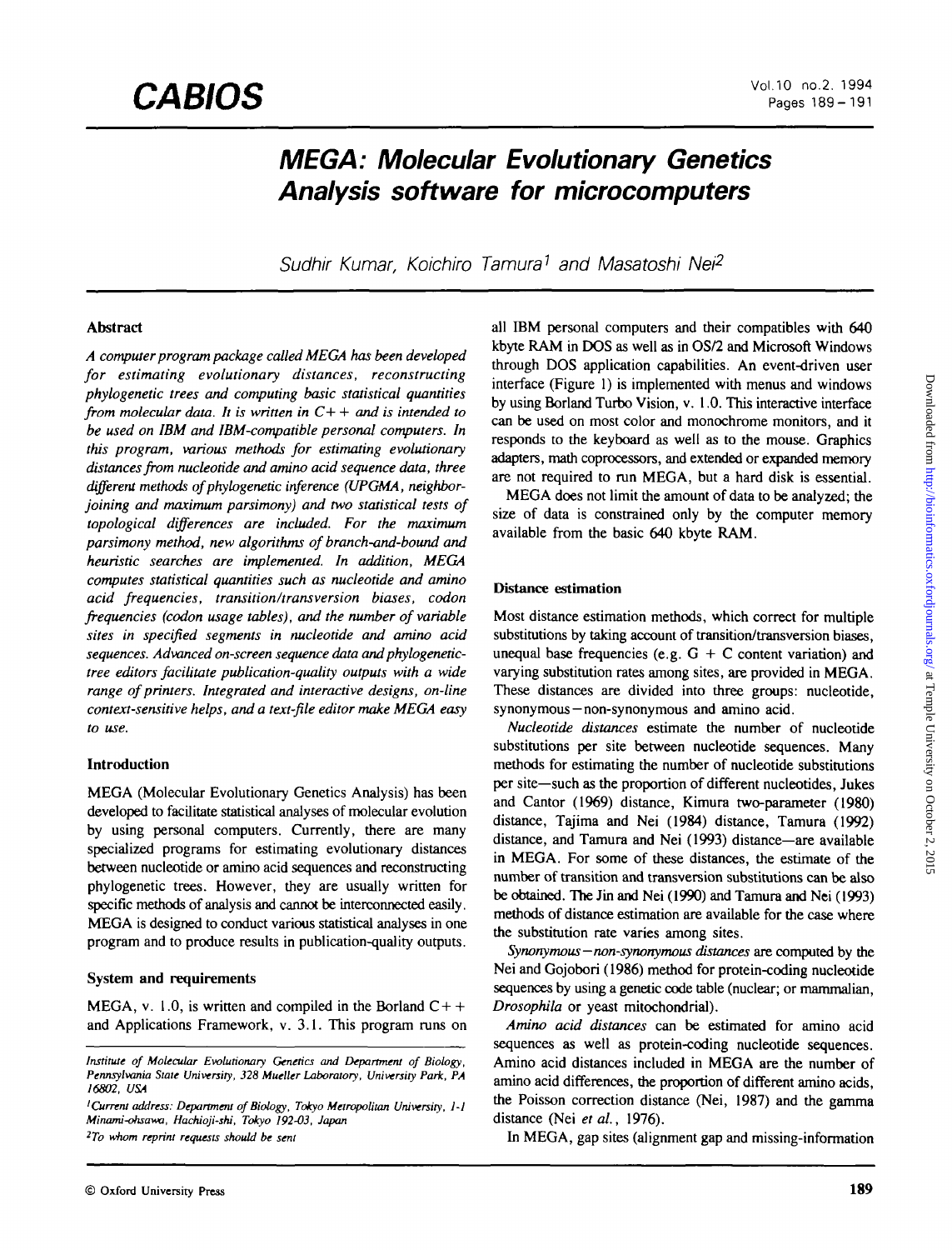# MEGA: Molecular Evolutionary Genetics Analysis software for microcomputers

Sudhir Kumar, Koichiro Tamura[1] and Masatoshi Nei[2]

## Abstract

*A computer program package called MEGA has been developed for estimating evolutionary distances, reconstructing phylogenetic trees and computing basic statistical quantities from molecular data. It is written in C++ and is intended to be used on IBM and IBM-compatible personal computers. In this program, various methods for estimating evolutionary distances from nucleotide and amino acid sequence data, three different methods of phylogenetic inference (UPGMA, neighbor-joining and maximum parsimony) and two statistical tests of topological differences are included. For the maximum parsimony method, new algorithms of branch-and-bound and heuristic searches are implemented. In addition, MEGA computes statistical quantities such as nucleotide and amino acid frequencies, transition/transversion biases, codon frequencies (codon usage tables), and the number of variable sites in specified segments in nucleotide and amino acid sequences. Advanced on-screen sequence data and phylogenetic-tree editors facilitate publication-quality outputs with a wide range of printers. Integrated and interactive designs, on-line context-sensitive helps, and a text-file editor make MEGA easy to use.*

## Introduction

MEGA (Molecular Evolutionary Genetics Analysis) has been developed to facilitate statistical analyses of molecular evolution by using personal computers. Currently, there are many specialized programs for estimating evolutionary distances between nucleotide or amino acid sequences and reconstructing phylogenetic trees. However, they are usually written for specific methods of analysis and cannot be interconnected easily. MEGA is designed to conduct various statistical analyses in one program and to produce results in publication-quality outputs.

## System and requirements

MEGA, v. 1.0, is written and compiled in the Borland C++ and Applications Framework, v. 3.1. This program runs on all IBM personal computers and their compatibles with 640 kbyte RAM in DOS as well as in OS/2 and Microsoft Windows through DOS application capabilities. An event-driven user interface (Figure 1) is implemented with menus and windows by using Borland Turbo Vision, v. 1.0. This interactive interface can be used on most color and monochrome monitors, and it responds to the keyboard as well as to the mouse. Graphics adapters, math coprocessors, and extended or expanded memory are not required to run MEGA, but a hard disk is essential.

MEGA does not limit the amount of data to be analyzed; the size of data is constrained only by the computer memory available from the basic 640 kbyte RAM.

## Distance estimation

Most distance estimation methods, which correct for multiple substitutions by taking account of transition/transversion biases, unequal base frequencies (e.g. G + C content variation) and varying substitution rates among sites, are provided in MEGA. These distances are divided into three groups: nucleotide, synonymous–non-synonymous and amino acid.

*Nucleotide distances* estimate the number of nucleotide substitutions per site between nucleotide sequences. Many methods for estimating the number of nucleotide substitutions per site—such as the proportion of different nucleotides, Jukes and Cantor (1969) distance, Kimura two-parameter (1980) distance, Tajima and Nei (1984) distance, Tamura (1992) distance, and Tamura and Nei (1993) distance—are available in MEGA. For some of these distances, the estimate of the number of transition and transversion substitutions can be also be obtained. The Jin and Nei (1990) and Tamura and Nei (1993) methods of distance estimation are available for the case where the substitution rate varies among sites.

*Synonymous–non-synonymous distances* are computed by the Nei and Gojobori (1986) method for protein-coding nucleotide sequences by using a genetic code table (nuclear; or mammalian, *Drosophila* or yeast mitochondrial).

*Amino acid distances* can be estimated for amino acid sequences as well as protein-coding nucleotide sequences. Amino acid distances included in MEGA are the number of amino acid differences, the proportion of different amino acids, the Poisson correction distance (Nei, 1987) and the gamma distance (Nei *et al.*, 1976).

In MEGA, gap sites (alignment gap and missing-information

---

*Institute of Molecular Evolutionary Genetics and Department of Biology, Pennsylvania State University, 328 Mueller Laboratory, University Park, PA 16802, USA*

[1]*Current address: Department of Biology, Tokyo Metropolitan University, 1-1 Minami-ohsawa, Hachioji-shi, Tokyo 192-03, Japan*

[2]*To whom reprint requests should be sent*

© Oxford University Press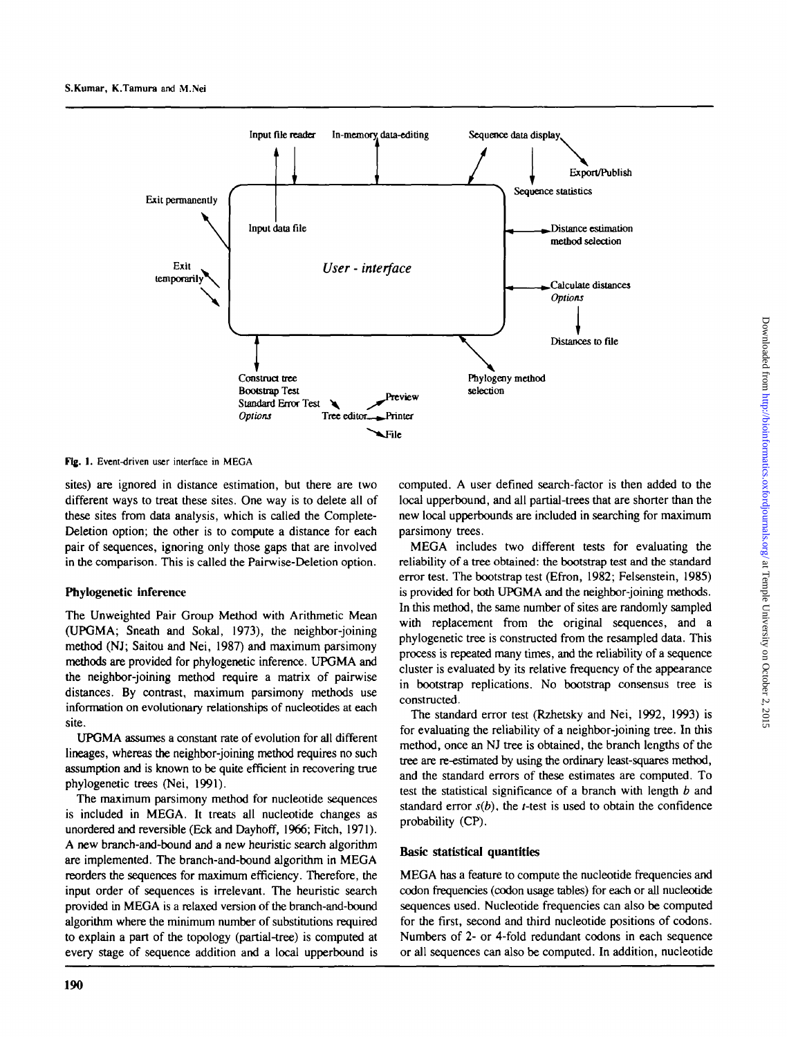Input file reader In-memory data-editing Sequence data display

Export/Publish

Sequence statistics

Exit permanently

Input data file

Distance estimation method selection

Exit temporarily

*User - interface*

Calculate distances *Options*

Distances to file

Construct tree
Bootstrap Test
Standard Error Test
*Options*

Tree editor Preview Printer File

Phylogeny method selection

**Fig. 1.** Event-driven user interface in MEGA

sites) are ignored in distance estimation, but there are two different ways to treat these sites. One way is to delete all of these sites from data analysis, which is called the Complete-Deletion option; the other is to compute a distance for each pair of sequences, ignoring only those gaps that are involved in the comparison. This is called the Pairwise-Deletion option.

## Phylogenetic inference

The Unweighted Pair Group Method with Arithmetic Mean (UPGMA; Sneath and Sokal, 1973), the neighbor-joining method (NJ; Saitou and Nei, 1987) and maximum parsimony methods are provided for phylogenetic inference. UPGMA and the neighbor-joining method require a matrix of pairwise distances. By contrast, maximum parsimony methods use information on evolutionary relationships of nucleotides at each site.

UPGMA assumes a constant rate of evolution for all different lineages, whereas the neighbor-joining method requires no such assumption and is known to be quite efficient in recovering true phylogenetic trees (Nei, 1991).

The maximum parsimony method for nucleotide sequences is included in MEGA. It treats all nucleotide changes as unordered and reversible (Eck and Dayhoff, 1966; Fitch, 1971). A new branch-and-bound and a new heuristic search algorithm are implemented. The branch-and-bound algorithm in MEGA reorders the sequences for maximum efficiency. Therefore, the input order of sequences is irrelevant. The heuristic search provided in MEGA is a relaxed version of the branch-and-bound algorithm where the minimum number of substitutions required to explain a part of the topology (partial-tree) is computed at every stage of sequence addition and a local upperbound is computed. A user defined search-factor is then added to the local upperbound, and all partial-trees that are shorter than the new local upperbounds are included in searching for maximum parsimony trees.

MEGA includes two different tests for evaluating the reliability of a tree obtained: the bootstrap test and the standard error test. The bootstrap test (Efron, 1982; Felsenstein, 1985) is provided for both UPGMA and the neighbor-joining methods. In this method, the same number of sites are randomly sampled with replacement from the original sequences, and a phylogenetic tree is constructed from the resampled data. This process is repeated many times, and the reliability of a sequence cluster is evaluated by its relative frequency of the appearance in bootstrap replications. No bootstrap consensus tree is constructed.

The standard error test (Rzhetsky and Nei, 1992, 1993) is for evaluating the reliability of a neighbor-joining tree. In this method, once an NJ tree is obtained, the branch lengths of the tree are re-estimated by using the ordinary least-squares method, and the standard errors of these estimates are computed. To test the statistical significance of a branch with length $b$ and standard error $s(b)$, the $t$-test is used to obtain the confidence probability (CP).

## Basic statistical quantities

MEGA has a feature to compute the nucleotide frequencies and codon frequencies (codon usage tables) for each or all nucleotide sequences used. Nucleotide frequencies can also be computed for the first, second and third nucleotide positions of codons. Numbers of 2- or 4-fold redundant codons in each sequence or all sequences can also be computed. In addition, nucleotide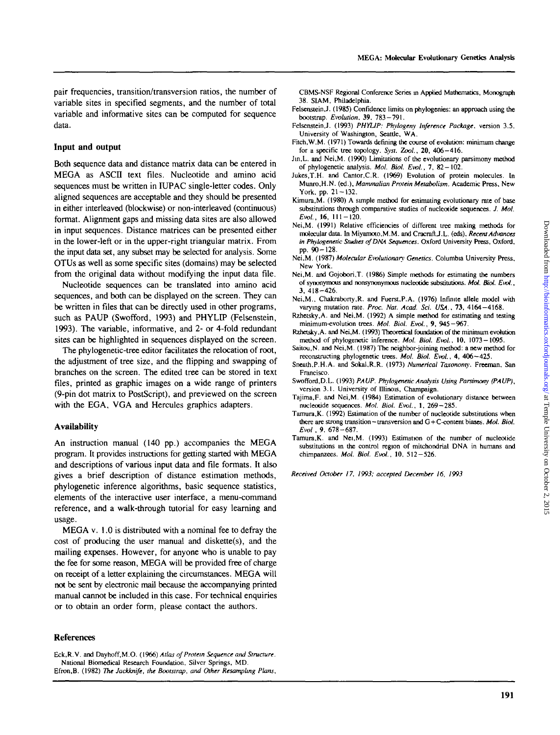pair frequencies, transition/transversion ratios, the number of variable sites in specified segments, and the number of total variable and informative sites can be computed for sequence data.

### Input and output

Both sequence data and distance matrix data can be entered in MEGA as ASCII text files. Nucleotide and amino acid sequences must be written in IUPAC single-letter codes. Only aligned sequences are acceptable and they should be presented in either interleaved (blockwise) or non-interleaved (continuous) format. Alignment gaps and missing data sites are also allowed in input sequences. Distance matrices can be presented either in the lower-left or in the upper-right triangular matrix. From the input data set, any subset may be selected for analysis. Some OTUs as well as some specific sites (domains) may be selected from the original data without modifying the input data file.

Nucleotide sequences can be translated into amino acid sequences, and both can be displayed on the screen. They can be written in files that can be directly used in other programs, such as PAUP (Swofford, 1993) and PHYLIP (Felsenstein, 1993). The variable, informative, and 2- or 4-fold redundant sites can be highlighted in sequences displayed on the screen.

The phylogenetic-tree editor facilitates the relocation of root, the adjustment of tree size, and the flipping and swapping of branches on the screen. The edited tree can be stored in text files, printed as graphic images on a wide range of printers (9-pin dot matrix to PostScript), and previewed on the screen with the EGA, VGA and Hercules graphics adapters.

### Availability

An instruction manual (140 pp.) accompanies the MEGA program. It provides instructions for getting started with MEGA and descriptions of various input data and file formats. It also gives a brief description of distance estimation methods, phylogenetic inference algorithms, basic sequence statistics, elements of the interactive user interface, a menu-command reference, and a walk-through tutorial for easy learning and usage.

MEGA v. 1.0 is distributed with a nominal fee to defray the cost of producing the user manual and diskette(s), and the mailing expenses. However, for anyone who is unable to pay the fee for some reason, MEGA will be provided free of charge on receipt of a letter explaining the circumstances. MEGA will not be sent by electronic mail because the accompanying printed manual cannot be included in this case. For technical enquiries or to obtain an order form, please contact the authors.

### References

Eck,R.V. and Dayhoff,M.O. (1966) *Atlas of Protein Sequence and Structure*. National Biomedical Research Foundation, Silver Springs, MD.

Efron,B. (1982) *The Jackknife, the Bootstrap, and Other Resampling Plans*, CBMS-NSF Regional Conference Series in Applied Mathematics, Monograph 38. SIAM, Philadelphia.

Felsenstein,J. (1985) Confidence limits on phylogenies: an approach using the bootstrap. *Evolution*, **39**, 783–791.

Felsenstein,J. (1993) *PHYLIP: Phylogeny Inference Package*, version 3.5. University of Washington, Seattle, WA.

Fitch,W.M. (1971) Towards defining the course of evolution: minimum change for a specific tree topology. *Syst. Zool.*, **20**, 406–416.

Jin,L. and Nei,M. (1990) Limitations of the evolutionary parsimony method of phylogenetic analysis. *Mol. Biol. Evol.*, **7**, 82–102.

Jukes,T.H. and Cantor,C.R. (1969) Evolution of protein molecules. In Munro,H.N. (ed.), *Mammalian Protein Metabolism*. Academic Press, New York, pp. 21–132.

Kimura,M. (1980) A simple method for estimating evolutionary rate of base substitutions through comparative studies of nucleotide sequences. *J. Mol. Evol.*, **16**, 111–120.

Nei,M. (1991) Relative efficiencies of different tree making methods for molecular data. In Miyamoto,M.M. and Cracraft,J.L. (eds), *Recent Advances in Phylogenetic Studies of DNA Sequences*. Oxford University Press, Oxford, pp. 90–128.

Nei,M. (1987) *Molecular Evolutionary Genetics*. Columbia University Press, New York.

Nei,M. and Gojobori,T. (1986) Simple methods for estimating the numbers of synonymous and nonsynonymous nucleotide substitutions. *Mol. Biol. Evol.*, **3**, 418–426.

Nei,M., Chakraborty,R. and Fuerst,P.A. (1976) Infinite allele model with varying mutation rate. *Proc. Nat. Acad. Sci. USA*, **73**, 4164–4168.

Rzhetsky,A. and Nei,M. (1992) A simple method for estimating and testing minimum-evolution trees. *Mol. Biol. Evol.*, **9**, 945–967.

Rzhetsky,A. and Nei,M. (1993) Theoretical foundation of the minimum evolution method of phylogenetic inference. *Mol. Biol. Evol.*, **10**, 1073–1095.

Saitou,N. and Nei,M. (1987) The neighbor-joining method: a new method for reconstructing phylogenetic trees. *Mol. Biol. Evol.*, **4**, 406–425.

Sneath,P.H.A. and Sokal,R.R. (1973) *Numerical Taxonomy*. Freeman, San Francisco.

Swofford,D.L. (1993) *PAUP. Phylogenetic Analysis Using Parsimony (PAUP)*, version 3.1. University of Illinois, Champaign.

Tajima,F. and Nei,M. (1984) Estimation of evolutionary distance between nucleotide sequences. *Mol. Biol. Evol.*, **1**, 269–285.

Tamura,K. (1992) Estimation of the number of nucleotide substitutions when there are strong transition–transversion and G+C-content biases. *Mol. Biol. Evol.*, **9**, 678–687.

Tamura,K. and Nei,M. (1993) Estimation of the number of nucleotide substitutions in the control region of mitochondrial DNA in humans and chimpanzees. *Mol. Biol. Evol.*, **10**, 512–526.

*Received October 17, 1993; accepted December 16, 1993*